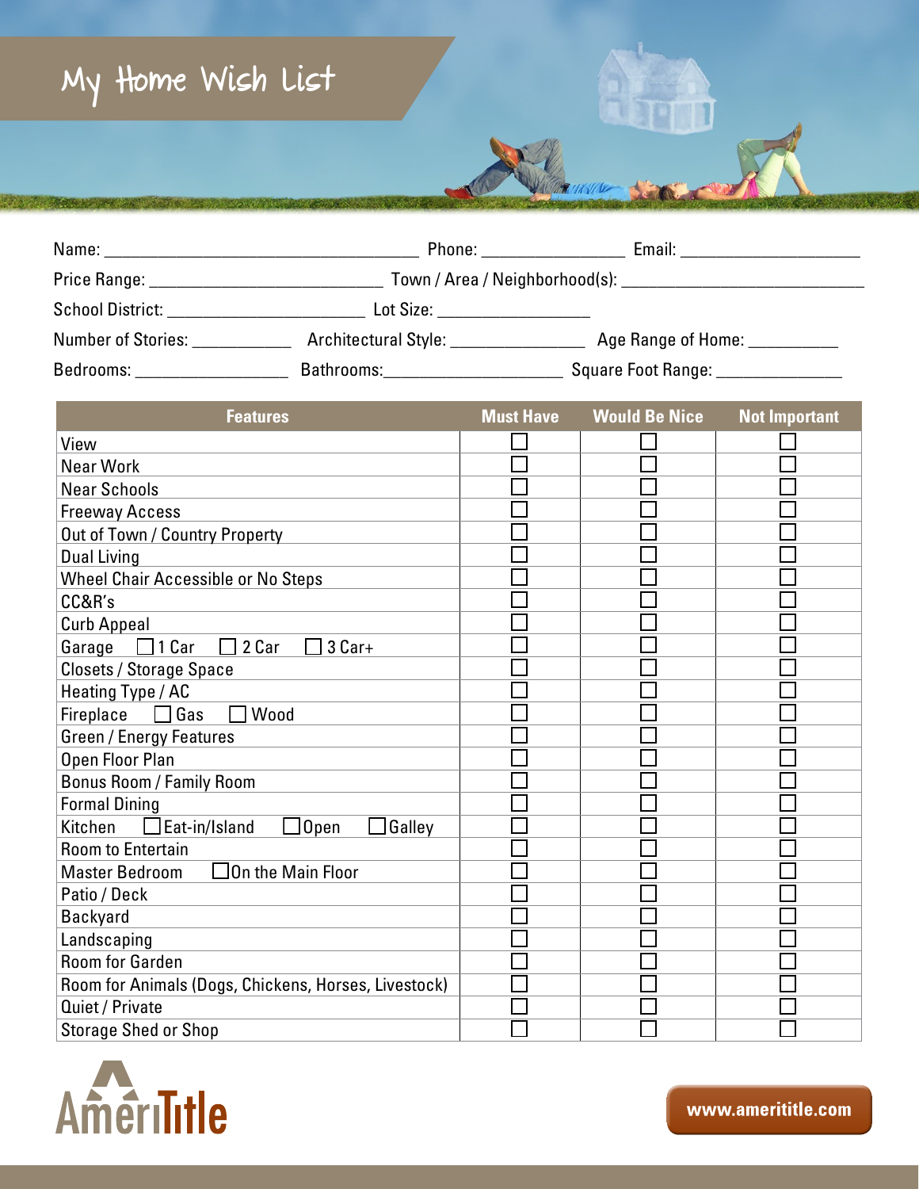# My Home Wish List

Name: ______________________ Phone: ______________ Email: ____________________

Price Range: ______________________ Town / Area / Neighborhood(s): ______________________

School District: ____________________ Lot Size: ______________

Number of Stories: __________ Architectural Style: ______________ Age Range of Home: _________

Bedrooms: ________________ Bathrooms:__________________ Square Foot Range: ______________

| Features | Must Have | Would Be Nice | Not Important |
|---|---|---|---|
| View | ☐ | ☐ | ☐ |
| Near Work | ☐ | ☐ | ☐ |
| Near Schools | ☐ | ☐ | ☐ |
| Freeway Access | ☐ | ☐ | ☐ |
| Out of Town / Country Property | ☐ | ☐ | ☐ |
| Dual Living | ☐ | ☐ | ☐ |
| Wheel Chair Accessible or No Steps | ☐ | ☐ | ☐ |
| CC&R's | ☐ | ☐ | ☐ |
| Curb Appeal | ☐ | ☐ | ☐ |
| Garage ☐ 1 Car ☐ 2 Car ☐ 3 Car+ | ☐ | ☐ | ☐ |
| Closets / Storage Space | ☐ | ☐ | ☐ |
| Heating Type / AC | ☐ | ☐ | ☐ |
| Fireplace ☐ Gas ☐ Wood | ☐ | ☐ | ☐ |
| Green / Energy Features | ☐ | ☐ | ☐ |
| Open Floor Plan | ☐ | ☐ | ☐ |
| Bonus Room / Family Room | ☐ | ☐ | ☐ |
| Formal Dining | ☐ | ☐ | ☐ |
| Kitchen ☐ Eat-in/Island ☐ Open ☐ Galley | ☐ | ☐ | ☐ |
| Room to Entertain | ☐ | ☐ | ☐ |
| Master Bedroom ☐ On the Main Floor | ☐ | ☐ | ☐ |
| Patio / Deck | ☐ | ☐ | ☐ |
| Backyard | ☐ | ☐ | ☐ |
| Landscaping | ☐ | ☐ | ☐ |
| Room for Garden | ☐ | ☐ | ☐ |
| Room for Animals (Dogs, Chickens, Horses, Livestock) | ☐ | ☐ | ☐ |
| Quiet / Private | ☐ | ☐ | ☐ |
| Storage Shed or Shop | ☐ | ☐ | ☐ |

AmeriTitle

www.amerititle.com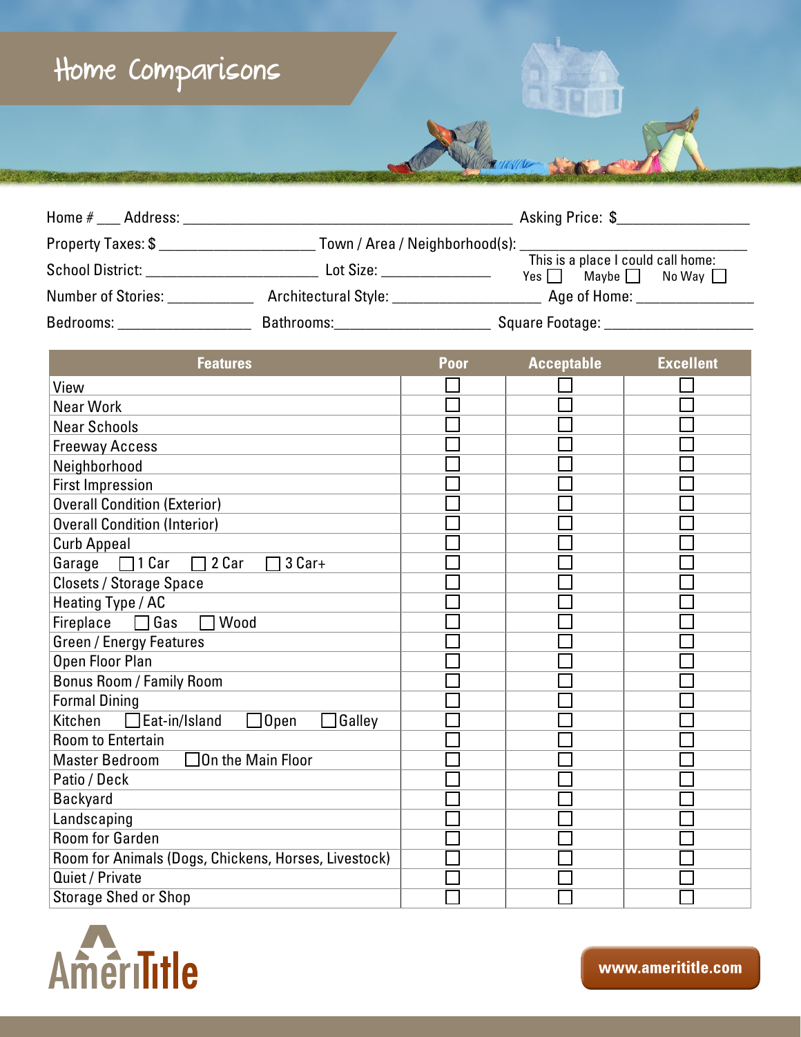# Home Comparisons

Home # ___ Address: ______________________________ Asking Price: $________________

Property Taxes: $ ________________ Town / Area / Neighborhood(s): ________________________

School District: ____________________ Lot Size: ______________ This is a place I could call home: Yes ☐ Maybe ☐ No Way ☐

Number of Stories: __________ Architectural Style: ________________ Age of Home: ______________

Bedrooms: ________________ Bathrooms:__________________ Square Footage: ________________

| Features | Poor | Acceptable | Excellent |
|---|---|---|---|
| View | ☐ | ☐ | ☐ |
| Near Work | ☐ | ☐ | ☐ |
| Near Schools | ☐ | ☐ | ☐ |
| Freeway Access | ☐ | ☐ | ☐ |
| Neighborhood | ☐ | ☐ | ☐ |
| First Impression | ☐ | ☐ | ☐ |
| Overall Condition (Exterior) | ☐ | ☐ | ☐ |
| Overall Condition (Interior) | ☐ | ☐ | ☐ |
| Curb Appeal | ☐ | ☐ | ☐ |
| Garage ☐ 1 Car ☐ 2 Car ☐ 3 Car+ | ☐ | ☐ | ☐ |
| Closets / Storage Space | ☐ | ☐ | ☐ |
| Heating Type / AC | ☐ | ☐ | ☐ |
| Fireplace ☐ Gas ☐ Wood | ☐ | ☐ | ☐ |
| Green / Energy Features | ☐ | ☐ | ☐ |
| Open Floor Plan | ☐ | ☐ | ☐ |
| Bonus Room / Family Room | ☐ | ☐ | ☐ |
| Formal Dining | ☐ | ☐ | ☐ |
| Kitchen ☐ Eat-in/Island ☐ Open ☐ Galley | ☐ | ☐ | ☐ |
| Room to Entertain | ☐ | ☐ | ☐ |
| Master Bedroom ☐ On the Main Floor | ☐ | ☐ | ☐ |
| Patio / Deck | ☐ | ☐ | ☐ |
| Backyard | ☐ | ☐ | ☐ |
| Landscaping | ☐ | ☐ | ☐ |
| Room for Garden | ☐ | ☐ | ☐ |
| Room for Animals (Dogs, Chickens, Horses, Livestock) | ☐ | ☐ | ☐ |
| Quiet / Private | ☐ | ☐ | ☐ |
| Storage Shed or Shop | ☐ | ☐ | ☐ |

AmeriTitle

www.amerititle.com